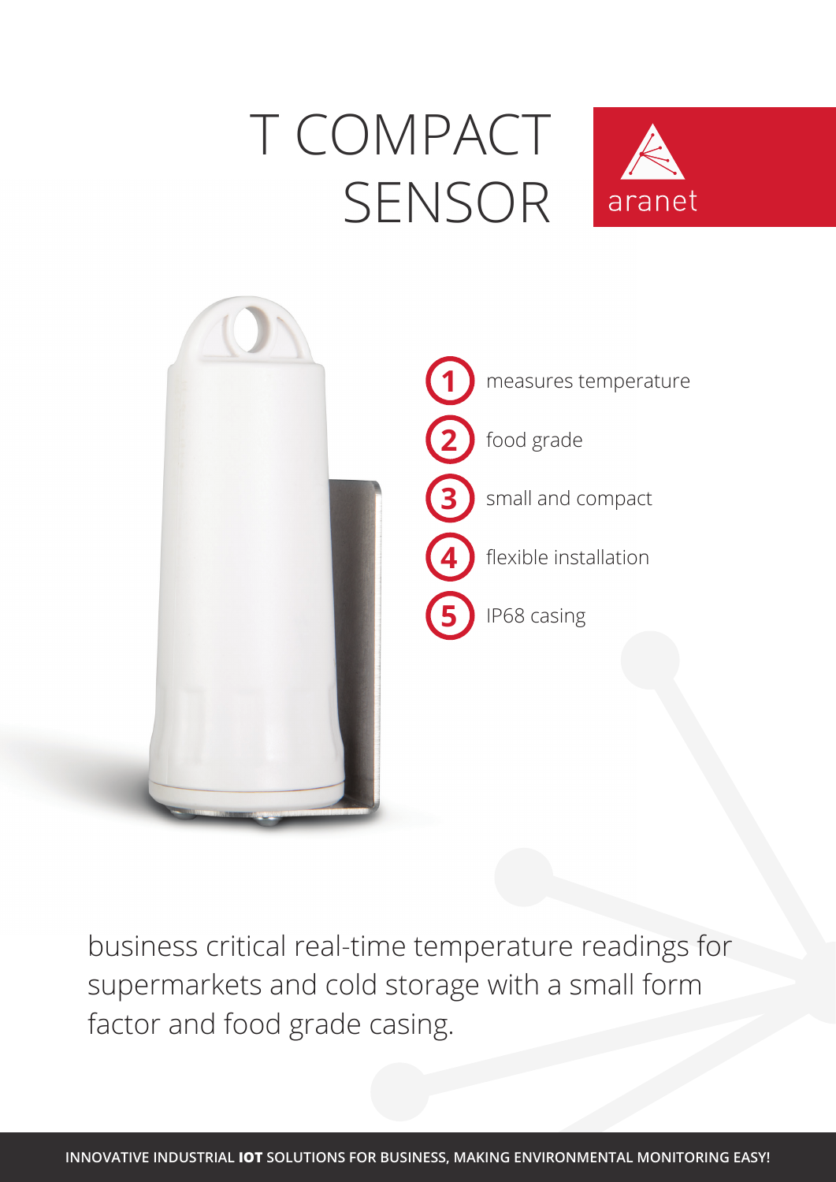# T COMPACT SENSOR

aranet

1. measures temperature
2. food grade
3. small and compact
4. flexible installation
5. IP68 casing

business critical real-time temperature readings for supermarkets and cold storage with a small form factor and food grade casing.

INNOVATIVE INDUSTRIAL **IOT** SOLUTIONS FOR BUSINESS, MAKING ENVIRONMENTAL MONITORING EASY!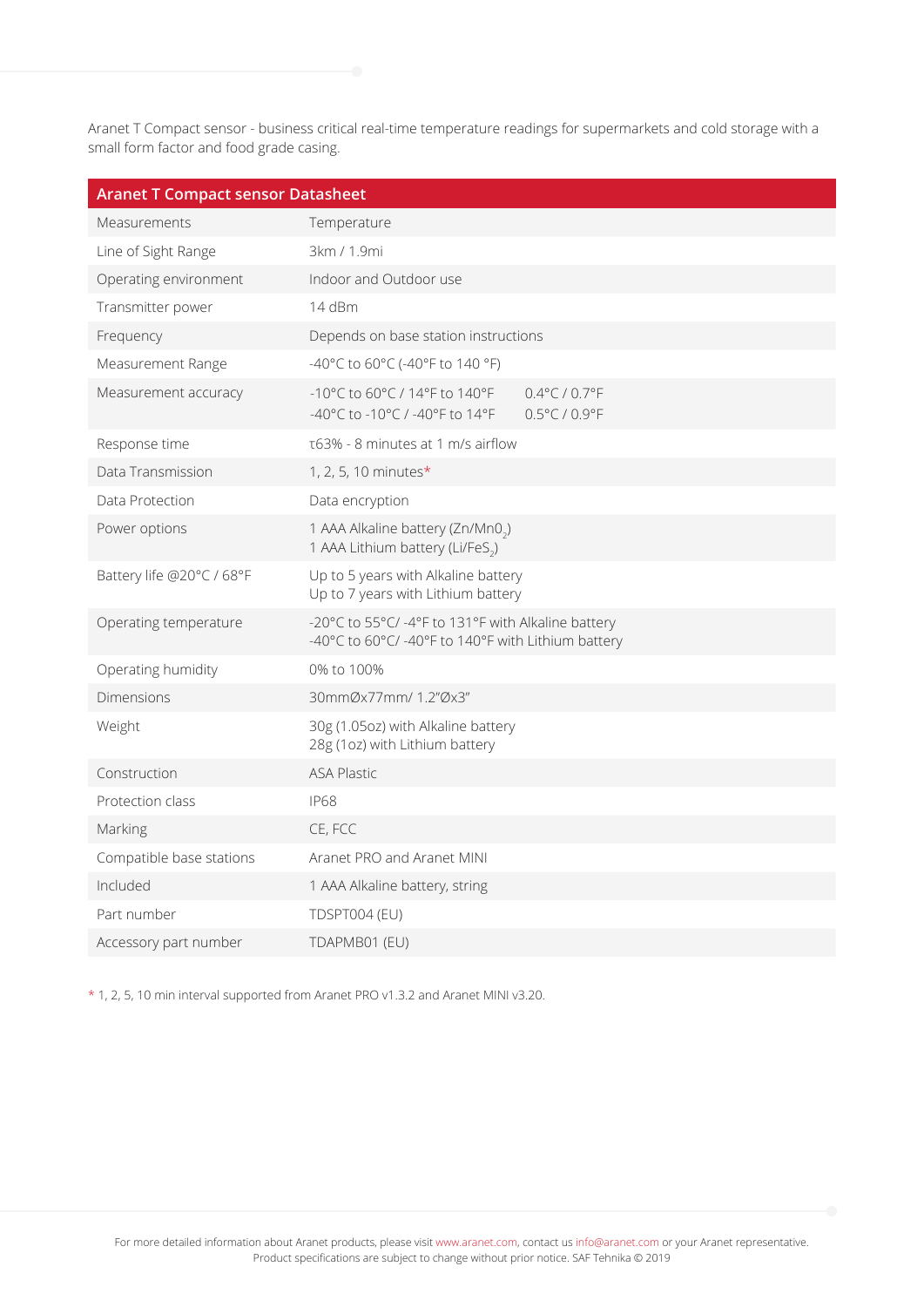Aranet T Compact sensor - business critical real-time temperature readings for supermarkets and cold storage with a small form factor and food grade casing.

| Aranet T Compact sensor Datasheet | |
|---|---|
| Measurements | Temperature |
| Line of Sight Range | 3km / 1.9mi |
| Operating environment | Indoor and Outdoor use |
| Transmitter power | 14 dBm |
| Frequency | Depends on base station instructions |
| Measurement Range | -40°C to 60°C (-40°F to 140 °F) |
| Measurement accuracy | -10°C to 60°C / 14°F to 140°F 0.4°C / 0.7°F<br>-40°C to -10°C / -40°F to 14°F 0.5°C / 0.9°F |
| Response time | τ63% - 8 minutes at 1 m/s airflow |
| Data Transmission | 1, 2, 5, 10 minutes* |
| Data Protection | Data encryption |
| Power options | 1 AAA Alkaline battery ($Zn/Mn0_2$)<br>1 AAA Lithium battery ($Li/FeS_2$) |
| Battery life @20°C / 68°F | Up to 5 years with Alkaline battery<br>Up to 7 years with Lithium battery |
| Operating temperature | -20°C to 55°C/ -4°F to 131°F with Alkaline battery<br>-40°C to 60°C/ -40°F to 140°F with Lithium battery |
| Operating humidity | 0% to 100% |
| Dimensions | 30mmØx77mm/ 1.2"Øx3" |
| Weight | 30g (1.05oz) with Alkaline battery<br>28g (1oz) with Lithium battery |
| Construction | ASA Plastic |
| Protection class | IP68 |
| Marking | CE, FCC |
| Compatible base stations | Aranet PRO and Aranet MINI |
| Included | 1 AAA Alkaline battery, string |
| Part number | TDSPT004 (EU) |
| Accessory part number | TDAPMB01 (EU) |

* 1, 2, 5, 10 min interval supported from Aranet PRO v1.3.2 and Aranet MINI v3.20.

For more detailed information about Aranet products, please visit www.aranet.com, contact us info@aranet.com or your Aranet representative.
Product specifications are subject to change without prior notice. SAF Tehnika © 2019